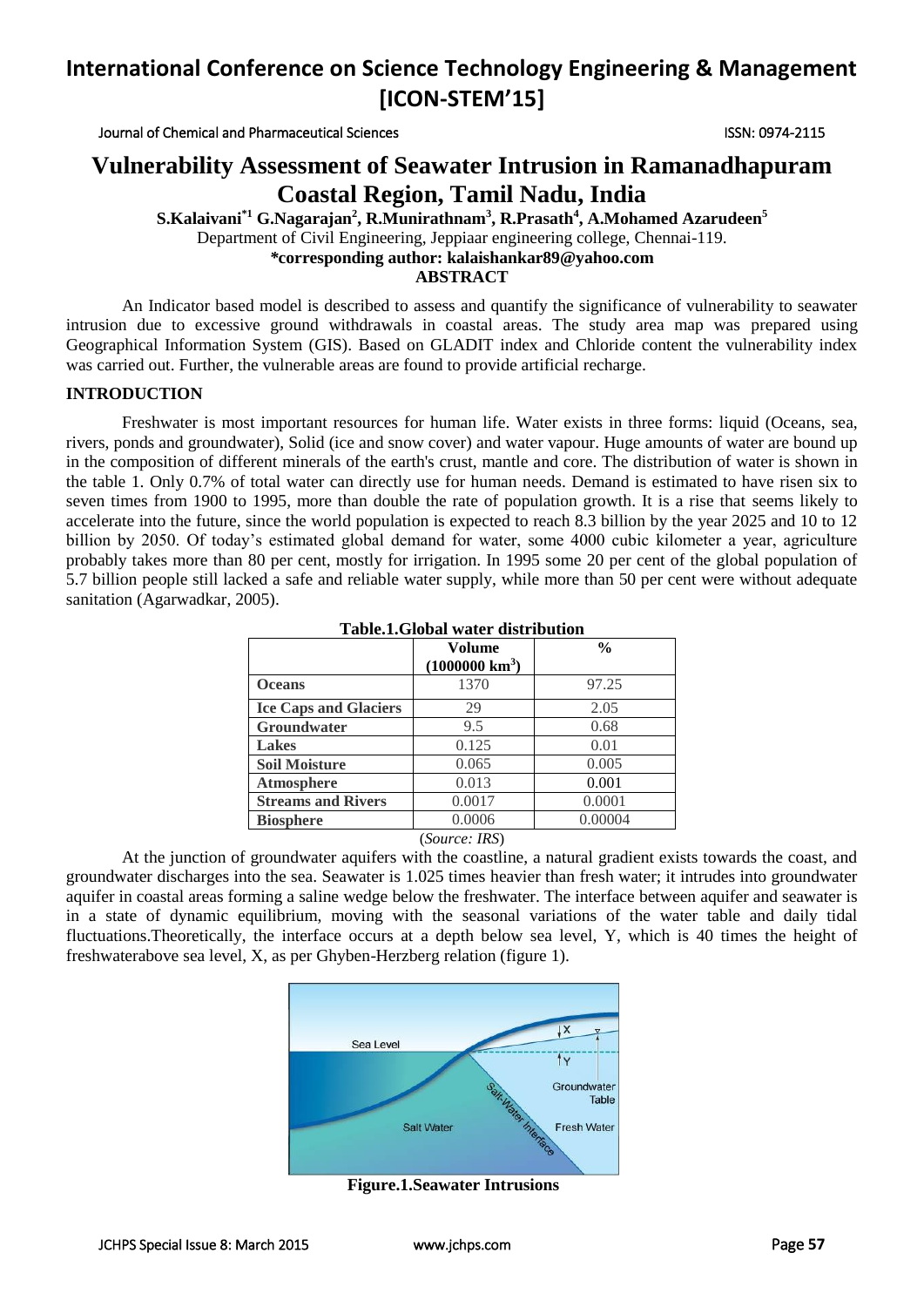# International Conference on Science Technology Engineering & Management [ICON-STEM'15]

Journal of Chemical and Pharmaceutical Sciences ISSN: 0974-2115

# Vulnerability Assessment of Seawater Intrusion in Ramanadhapuram Coastal Region, Tamil Nadu, India

**S.Kalaivani[*1] G.Nagarajan[2], R.Munirathnam[3], R.Prasath[4], A.Mohamed Azarudeen[5]**

Department of Civil Engineering, Jeppiaar engineering college, Chennai-119.

**\*corresponding author: kalaishankar89@yahoo.com**

**ABSTRACT**

An Indicator based model is described to assess and quantify the significance of vulnerability to seawater intrusion due to excessive ground withdrawals in coastal areas. The study area map was prepared using Geographical Information System (GIS). Based on GLADIT index and Chloride content the vulnerability index was carried out. Further, the vulnerable areas are found to provide artificial recharge.

## INTRODUCTION

Freshwater is most important resources for human life. Water exists in three forms: liquid (Oceans, sea, rivers, ponds and groundwater), Solid (ice and snow cover) and water vapour. Huge amounts of water are bound up in the composition of different minerals of the earth's crust, mantle and core. The distribution of water is shown in the table 1. Only 0.7% of total water can directly use for human needs. Demand is estimated to have risen six to seven times from 1900 to 1995, more than double the rate of population growth. It is a rise that seems likely to accelerate into the future, since the world population is expected to reach 8.3 billion by the year 2025 and 10 to 12 billion by 2050. Of today's estimated global demand for water, some 4000 cubic kilometer a year, agriculture probably takes more than 80 per cent, mostly for irrigation. In 1995 some 20 per cent of the global population of 5.7 billion people still lacked a safe and reliable water supply, while more than 50 per cent were without adequate sanitation (Agarwadkar, 2005).

**Table.1.Global water distribution**

| | Volume (1000000 $km^3$) | % |
|---|---|---|
| **Oceans** | 1370 | 97.25 |
| **Ice Caps and Glaciers** | 29 | 2.05 |
| **Groundwater** | 9.5 | 0.68 |
| **Lakes** | 0.125 | 0.01 |
| **Soil Moisture** | 0.065 | 0.005 |
| **Atmosphere** | 0.013 | 0.001 |
| **Streams and Rivers** | 0.0017 | 0.0001 |
| **Biosphere** | 0.0006 | 0.00004 |

(*Source: IRS*)

At the junction of groundwater aquifers with the coastline, a natural gradient exists towards the coast, and groundwater discharges into the sea. Seawater is 1.025 times heavier than fresh water; it intrudes into groundwater aquifer in coastal areas forming a saline wedge below the freshwater. The interface between aquifer and seawater is in a state of dynamic equilibrium, moving with the seasonal variations of the water table and daily tidal fluctuations.Theoretically, the interface occurs at a depth below sea level, Y, which is 40 times the height of freshwaterabove sea level, X, as per Ghyben-Herzberg relation (figure 1).

**Figure.1.Seawater Intrusions**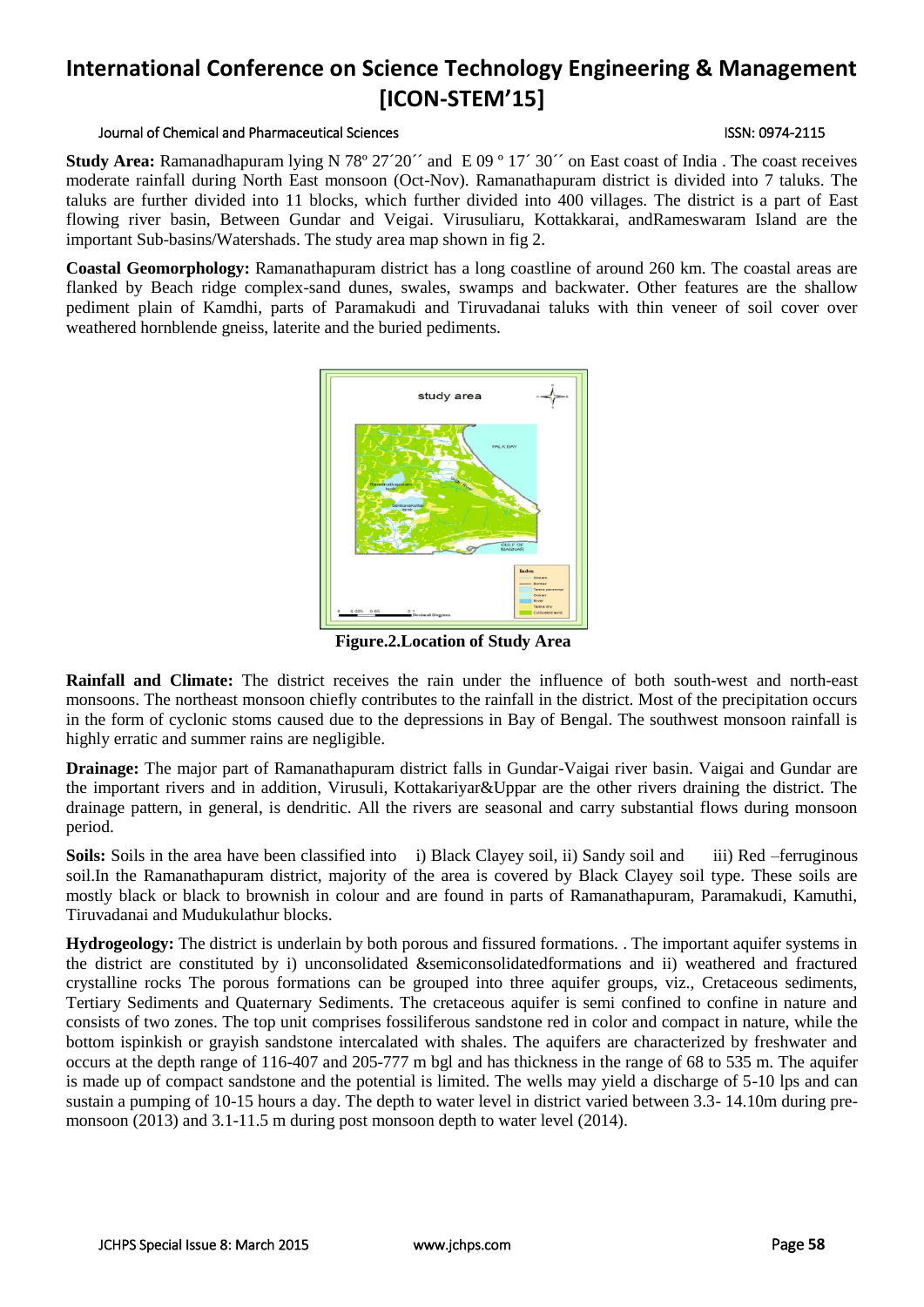**Study Area:** Ramanadhapuram lying N 78º 27´20´´ and E 09 º 17´ 30´´ on East coast of India . The coast receives moderate rainfall during North East monsoon (Oct-Nov). Ramanathapuram district is divided into 7 taluks. The taluks are further divided into 11 blocks, which further divided into 400 villages. The district is a part of East flowing river basin, Between Gundar and Veigai. Virusuliaru, Kottakkarai, andRameswaram Island are the important Sub-basins/Watershads. The study area map shown in fig 2.

**Coastal Geomorphology:** Ramanathapuram district has a long coastline of around 260 km. The coastal areas are flanked by Beach ridge complex-sand dunes, swales, swamps and backwater. Other features are the shallow pediment plain of Kamdhi, parts of Paramakudi and Tiruvadanai taluks with thin veneer of soil cover over weathered hornblende gneiss, laterite and the buried pediments.

**Figure.2.Location of Study Area**

**Rainfall and Climate:** The district receives the rain under the influence of both south-west and north-east monsoons. The northeast monsoon chiefly contributes to the rainfall in the district. Most of the precipitation occurs in the form of cyclonic stoms caused due to the depressions in Bay of Bengal. The southwest monsoon rainfall is highly erratic and summer rains are negligible.

**Drainage:** The major part of Ramanathapuram district falls in Gundar-Vaigai river basin. Vaigai and Gundar are the important rivers and in addition, Virusuli, Kottakariyar&Uppar are the other rivers draining the district. The drainage pattern, in general, is dendritic. All the rivers are seasonal and carry substantial flows during monsoon period.

**Soils:** Soils in the area have been classified into i) Black Clayey soil, ii) Sandy soil and iii) Red –ferruginous soil.In the Ramanathapuram district, majority of the area is covered by Black Clayey soil type. These soils are mostly black or black to brownish in colour and are found in parts of Ramanathapuram, Paramakudi, Kamuthi, Tiruvadanai and Mudukulathur blocks.

**Hydrogeology:** The district is underlain by both porous and fissured formations. . The important aquifer systems in the district are constituted by i) unconsolidated &semiconsolidatedformations and ii) weathered and fractured crystalline rocks The porous formations can be grouped into three aquifer groups, viz., Cretaceous sediments, Tertiary Sediments and Quaternary Sediments. The cretaceous aquifer is semi confined to confine in nature and consists of two zones. The top unit comprises fossiliferous sandstone red in color and compact in nature, while the bottom ispinkish or grayish sandstone intercalated with shales. The aquifers are characterized by freshwater and occurs at the depth range of 116-407 and 205-777 m bgl and has thickness in the range of 68 to 535 m. The aquifer is made up of compact sandstone and the potential is limited. The wells may yield a discharge of 5-10 lps and can sustain a pumping of 10-15 hours a day. The depth to water level in district varied between 3.3- 14.10m during pre-monsoon (2013) and 3.1-11.5 m during post monsoon depth to water level (2014).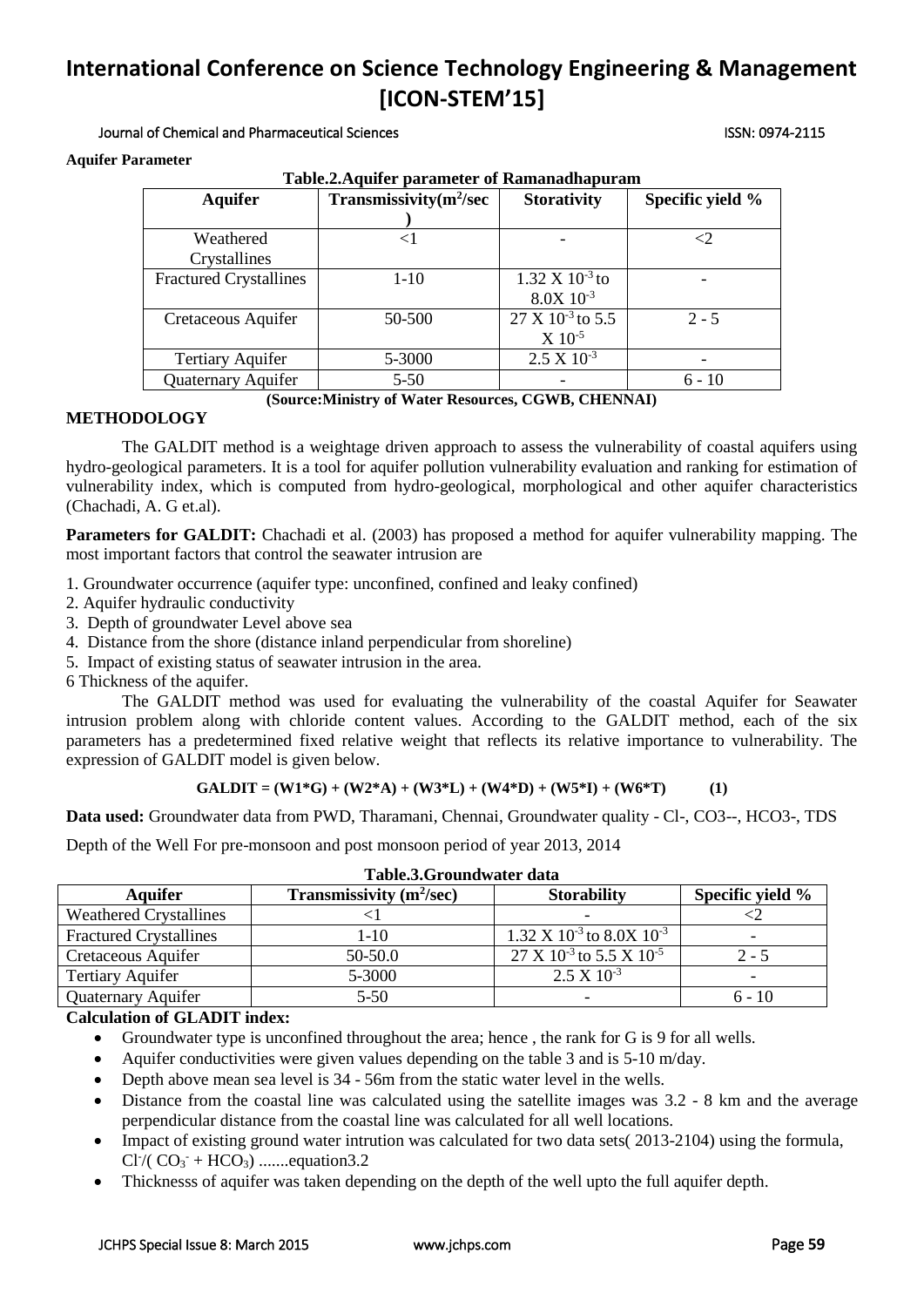**Aquifer Parameter**

**Table.2.Aquifer parameter of Ramanadhapuram**

| Aquifer | Transmissivity($m^2$/sec ) | Storativity | Specific yield % |
|---|---|---|---|
| Weathered Crystallines | <1 | - | <2 |
| Fractured Crystallines | 1-10 | $1.32 \times 10^{-3}$ to $8.0 \times 10^{-3}$ | - |
| Cretaceous Aquifer | 50-500 | $27 \times 10^{-3}$ to $5.5 \times 10^{-5}$ | 2 - 5 |
| Tertiary Aquifer | 5-3000 | $2.5 \times 10^{-3}$ | - |
| Quaternary Aquifer | 5-50 | - | 6 - 10 |

**(Source:Ministry of Water Resources, CGWB, CHENNAI)**

## METHODOLOGY

The GALDIT method is a weightage driven approach to assess the vulnerability of coastal aquifers using hydro-geological parameters. It is a tool for aquifer pollution vulnerability evaluation and ranking for estimation of vulnerability index, which is computed from hydro-geological, morphological and other aquifer characteristics (Chachadi, A. G et.al).

**Parameters for GALDIT:** Chachadi et al. (2003) has proposed a method for aquifer vulnerability mapping. The most important factors that control the seawater intrusion are

1. Groundwater occurrence (aquifer type: unconfined, confined and leaky confined)
2. Aquifer hydraulic conductivity
3. Depth of groundwater Level above sea
4. Distance from the shore (distance inland perpendicular from shoreline)
5. Impact of existing status of seawater intrusion in the area.
6 Thickness of the aquifer.

The GALDIT method was used for evaluating the vulnerability of the coastal Aquifer for Seawater intrusion problem along with chloride content values. According to the GALDIT method, each of the six parameters has a predetermined fixed relative weight that reflects its relative importance to vulnerability. The expression of GALDIT model is given below.

$$\text{GALDIT} = (W1*G) + (W2*A) + (W3*L) + (W4*D) + (W5*I) + (W6*T) \qquad (1)$$

**Data used:** Groundwater data from PWD, Tharamani, Chennai, Groundwater quality - Cl-, CO3--, HCO3-, TDS

Depth of the Well For pre-monsoon and post monsoon period of year 2013, 2014

**Table.3.Groundwater data**

| Aquifer | Transmissivity ($m^2$/sec) | Storability | Specific yield % |
|---|---|---|---|
| Weathered Crystallines | <1 | - | <2 |
| Fractured Crystallines | 1-10 | $1.32 \times 10^{-3}$ to $8.0 \times 10^{-3}$ | - |
| Cretaceous Aquifer | 50-50.0 | $27 \times 10^{-3}$ to $5.5 \times 10^{-5}$ | 2 - 5 |
| Tertiary Aquifer | 5-3000 | $2.5 \times 10^{-3}$ | - |
| Quaternary Aquifer | 5-50 | - | 6 - 10 |

**Calculation of GLADIT index:**

- Groundwater type is unconfined throughout the area; hence , the rank for G is 9 for all wells.
- Aquifer conductivities were given values depending on the table 3 and is 5-10 m/day.
- Depth above mean sea level is 34 - 56m from the static water level in the wells.
- Distance from the coastal line was calculated using the satellite images was 3.2 - 8 km and the average perpendicular distance from the coastal line was calculated for all well locations.
- Impact of existing ground water intrution was calculated for two data sets( 2013-2104) using the formula, $Cl^{-}/(CO_3^{-} + HCO_3)$ .......equation3.2
- Thicknesss of aquifer was taken depending on the depth of the well upto the full aquifer depth.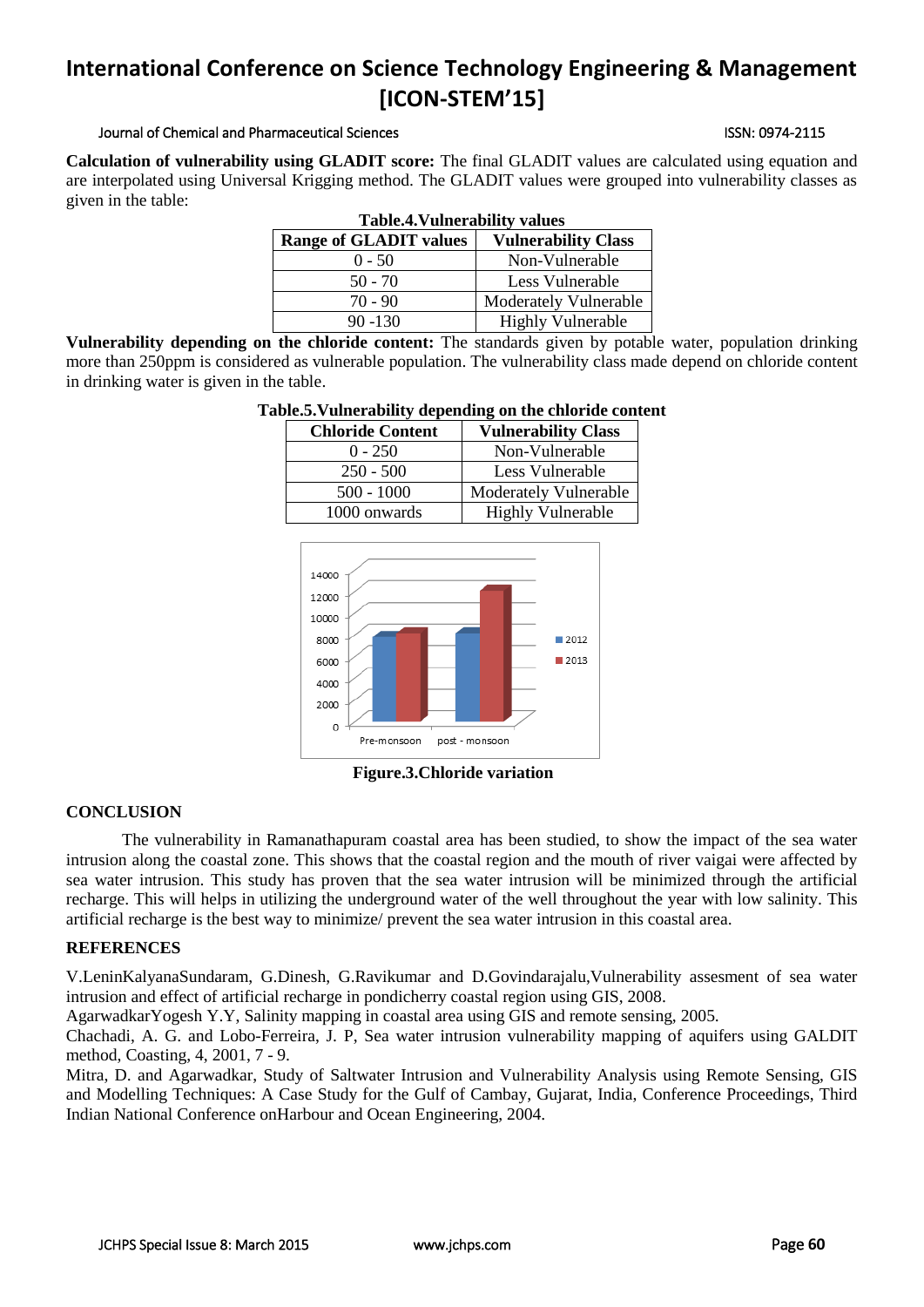**Calculation of vulnerability using GLADIT score:** The final GLADIT values are calculated using equation and are interpolated using Universal Krigging method. The GLADIT values were grouped into vulnerability classes as given in the table:

**Table.4.Vulnerability values**

| Range of GLADIT values | Vulnerability Class |
|---|---|
| 0 - 50 | Non-Vulnerable |
| 50 - 70 | Less Vulnerable |
| 70 - 90 | Moderately Vulnerable |
| 90 -130 | Highly Vulnerable |

**Vulnerability depending on the chloride content:** The standards given by potable water, population drinking more than 250ppm is considered as vulnerable population. The vulnerability class made depend on chloride content in drinking water is given in the table.

**Table.5.Vulnerability depending on the chloride content**

| Chloride Content | Vulnerability Class |
|---|---|
| 0 - 250 | Non-Vulnerable |
| 250 - 500 | Less Vulnerable |
| 500 - 1000 | Moderately Vulnerable |
| 1000 onwards | Highly Vulnerable |

14000
12000
10000
8000
6000
4000
2000
0

Pre-monsoon post - monsoon

2012
2013

**Figure.3.Chloride variation**

## CONCLUSION

The vulnerability in Ramanathapuram coastal area has been studied, to show the impact of the sea water intrusion along the coastal zone. This shows that the coastal region and the mouth of river vaigai were affected by sea water intrusion. This study has proven that the sea water intrusion will be minimized through the artificial recharge. This will helps in utilizing the underground water of the well throughout the year with low salinity. This artificial recharge is the best way to minimize/ prevent the sea water intrusion in this coastal area.

## REFERENCES

V.LeninKalyanaSundaram, G.Dinesh, G.Ravikumar and D.Govindarajalu,Vulnerability assesment of sea water intrusion and effect of artificial recharge in pondicherry coastal region using GIS, 2008.

AgarwadkarYogesh Y.Y, Salinity mapping in coastal area using GIS and remote sensing, 2005.

Chachadi, A. G. and Lobo-Ferreira, J. P, Sea water intrusion vulnerability mapping of aquifers using GALDIT method, Coasting, 4, 2001, 7 - 9.

Mitra, D. and Agarwadkar, Study of Saltwater Intrusion and Vulnerability Analysis using Remote Sensing, GIS and Modelling Techniques: A Case Study for the Gulf of Cambay, Gujarat, India, Conference Proceedings, Third Indian National Conference onHarbour and Ocean Engineering, 2004.